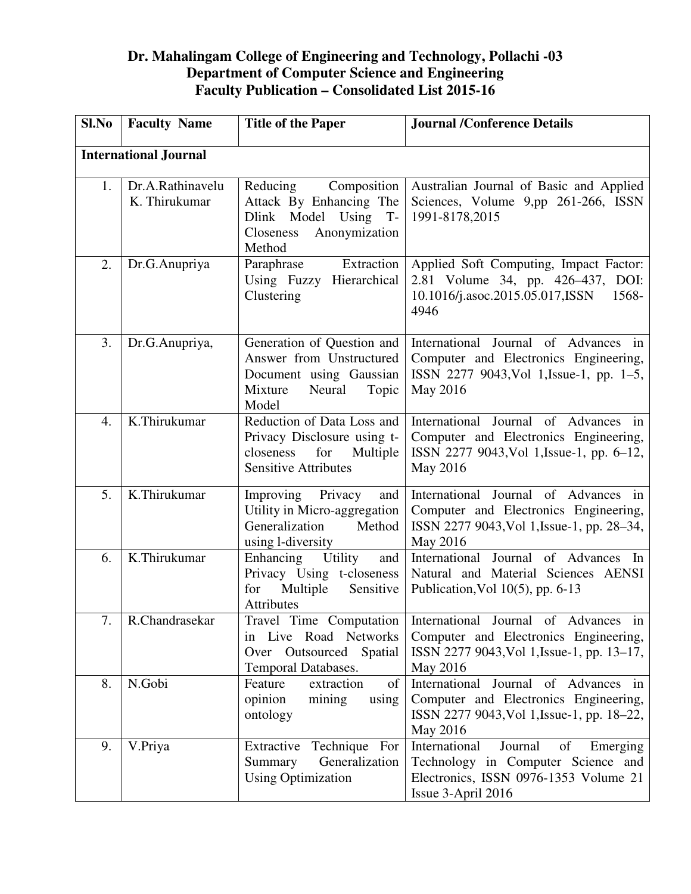# Dr. Mahalingam College of Engineering and Technology, Pollachi -03
## Department of Computer Science and Engineering
## Faculty Publication – Consolidated List 2015-16

| Sl.No | Faculty Name | Title of the Paper | Journal /Conference Details |
|---|---|---|---|
| **International Journal** | | | |
| 1. | Dr.A.Rathinavelu K. Thirukumar | Reducing Composition Attack By Enhancing The Dlink Model Using T-Closeness Anonymization Method | Australian Journal of Basic and Applied Sciences, Volume 9,pp 261-266, ISSN 1991-8178,2015 |
| 2. | Dr.G.Anupriya | Paraphrase Extraction Using Fuzzy Hierarchical Clustering | Applied Soft Computing, Impact Factor: 2.81 Volume 34, pp. 426–437, DOI: 10.1016/j.asoc.2015.05.017,ISSN 1568-4946 |
| 3. | Dr.G.Anupriya, | Generation of Question and Answer from Unstructured Document using Gaussian Mixture Neural Topic Model | International Journal of Advances in Computer and Electronics Engineering, ISSN 2277 9043,Vol 1,Issue-1, pp. 1–5, May 2016 |
| 4. | K.Thirukumar | Reduction of Data Loss and Privacy Disclosure using t-closeness for Multiple Sensitive Attributes | International Journal of Advances in Computer and Electronics Engineering, ISSN 2277 9043,Vol 1,Issue-1, pp. 6–12, May 2016 |
| 5. | K.Thirukumar | Improving Privacy and Utility in Micro-aggregation Generalization Method using l-diversity | International Journal of Advances in Computer and Electronics Engineering, ISSN 2277 9043,Vol 1,Issue-1, pp. 28–34, May 2016 |
| 6. | K.Thirukumar | Enhancing Utility and Privacy Using t-closeness for Multiple Sensitive Attributes | International Journal of Advances In Natural and Material Sciences AENSI Publication,Vol 10(5), pp. 6-13 |
| 7. | R.Chandrasekar | Travel Time Computation in Live Road Networks Over Outsourced Spatial Temporal Databases. | International Journal of Advances in Computer and Electronics Engineering, ISSN 2277 9043,Vol 1,Issue-1, pp. 13–17, May 2016 |
| 8. | N.Gobi | Feature extraction of opinion mining using ontology | International Journal of Advances in Computer and Electronics Engineering, ISSN 2277 9043,Vol 1,Issue-1, pp. 18–22, May 2016 |
| 9. | V.Priya | Extractive Technique For Summary Generalization Using Optimization | International Journal of Emerging Technology in Computer Science and Electronics, ISSN 0976-1353 Volume 21 Issue 3-April 2016 |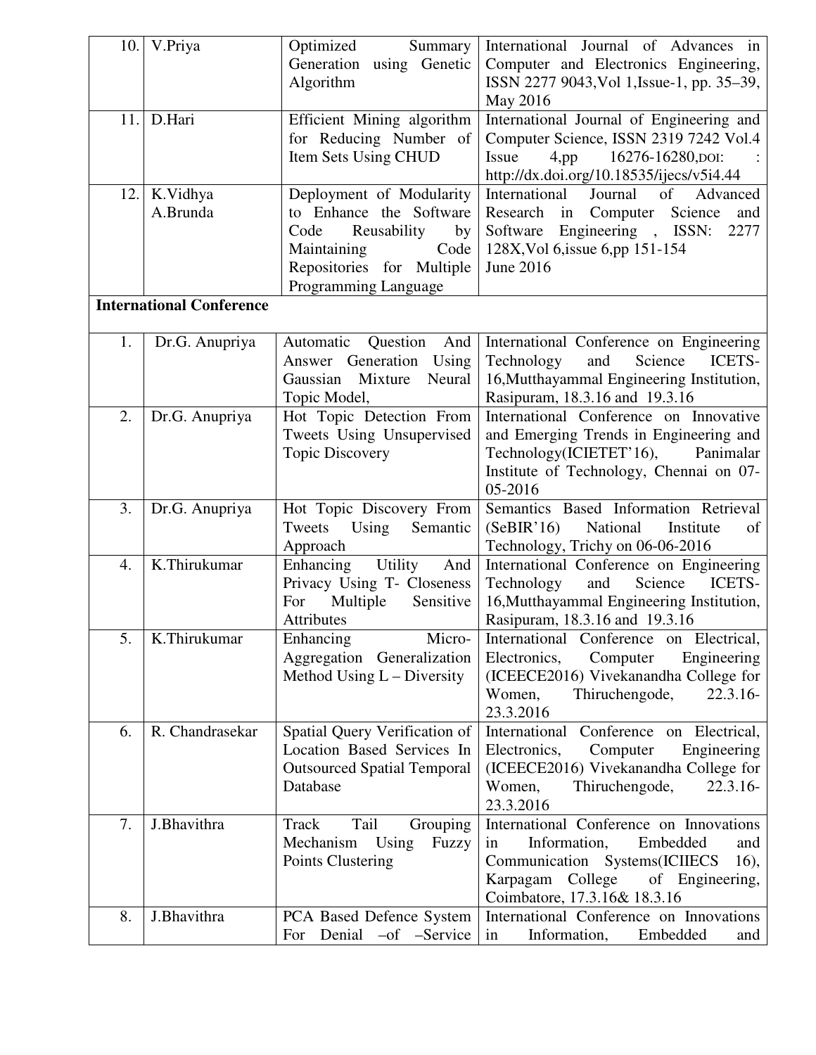| 10. | V.Priya | Optimized Summary Generation using Genetic Algorithm | International Journal of Advances in Computer and Electronics Engineering, ISSN 2277 9043,Vol 1,Issue-1, pp. 35–39, May 2016 |
|---|---|---|---|
| 11. | D.Hari | Efficient Mining algorithm for Reducing Number of Item Sets Using CHUD | International Journal of Engineering and Computer Science, ISSN 2319 7242 Vol.4 Issue 4,pp 16276-16280,DOI: : http://dx.doi.org/10.18535/ijecs/v5i4.44 |
| 12. | K.Vidhya A.Brunda | Deployment of Modularity to Enhance the Software Code Reusability by Maintaining Code Repositories for Multiple Programming Language | International Journal of Advanced Research in Computer Science and Software Engineering , ISSN: 2277 128X,Vol 6,issue 6,pp 151-154 June 2016 |

**International Conference**

| 1. | Dr.G. Anupriya | Automatic Question And Answer Generation Using Gaussian Mixture Neural Topic Model, | International Conference on Engineering Technology and Science ICETS-16,Mutthayammal Engineering Institution, Rasipuram, 18.3.16 and 19.3.16 |
|---|---|---|---|
| 2. | Dr.G. Anupriya | Hot Topic Detection From Tweets Using Unsupervised Topic Discovery | International Conference on Innovative and Emerging Trends in Engineering and Technology(ICIETET'16), Panimalar Institute of Technology, Chennai on 07-05-2016 |
| 3. | Dr.G. Anupriya | Hot Topic Discovery From Tweets Using Semantic Approach | Semantics Based Information Retrieval (SeBIR'16) National Institute of Technology, Trichy on 06-06-2016 |
| 4. | K.Thirukumar | Enhancing Utility And Privacy Using T- Closeness For Multiple Sensitive Attributes | International Conference on Engineering Technology and Science ICETS-16,Mutthayammal Engineering Institution, Rasipuram, 18.3.16 and 19.3.16 |
| 5. | K.Thirukumar | Enhancing Micro-Aggregation Generalization Method Using L – Diversity | International Conference on Electrical, Electronics, Computer Engineering (ICEECE2016) Vivekanandha College for Women, Thiruchengode, 22.3.16-23.3.2016 |
| 6. | R. Chandrasekar | Spatial Query Verification of Location Based Services In Outsourced Spatial Temporal Database | International Conference on Electrical, Electronics, Computer Engineering (ICEECE2016) Vivekanandha College for Women, Thiruchengode, 22.3.16-23.3.2016 |
| 7. | J.Bhavithra | Track Tail Grouping Mechanism Using Fuzzy Points Clustering | International Conference on Innovations in Information, Embedded and Communication Systems(ICIIECS 16), Karpagam College of Engineering, Coimbatore, 17.3.16& 18.3.16 |
| 8. | J.Bhavithra | PCA Based Defence System For Denial –of –Service | International Conference on Innovations in Information, Embedded and |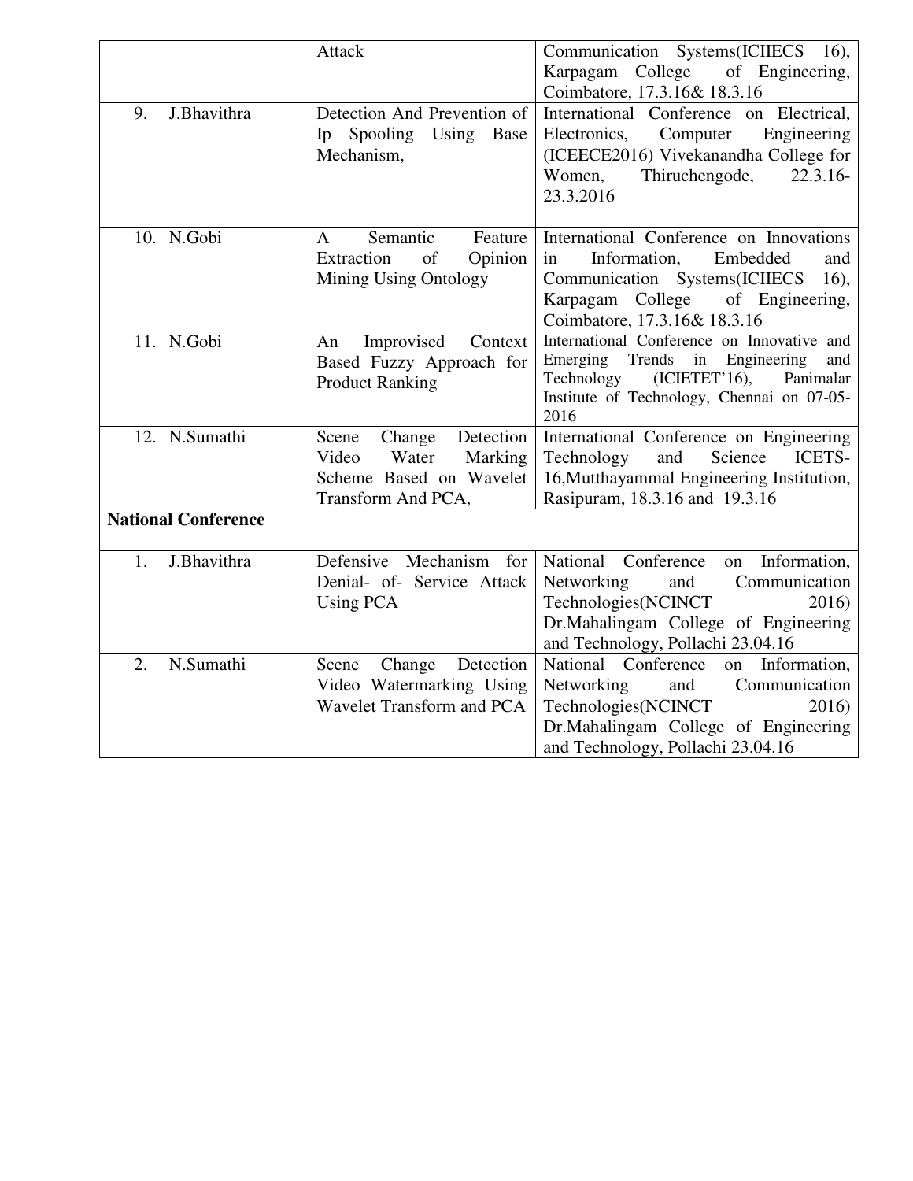| | | | |
|---|---|---|---|
| | | Attack | Communication Systems(ICIIECS 16), Karpagam College of Engineering, Coimbatore, 17.3.16& 18.3.16 |
| 9. | J.Bhavithra | Detection And Prevention of Ip Spooling Using Base Mechanism, | International Conference on Electrical, Electronics, Computer Engineering (ICEECE2016) Vivekanandha College for Women, Thiruchengode, 22.3.16-23.3.2016 |
| 10. | N.Gobi | A Semantic Feature Extraction of Opinion Mining Using Ontology | International Conference on Innovations in Information, Embedded and Communication Systems(ICIIECS 16), Karpagam College of Engineering, Coimbatore, 17.3.16& 18.3.16 |
| 11. | N.Gobi | An Improvised Context Based Fuzzy Approach for Product Ranking | International Conference on Innovative and Emerging Trends in Engineering and Technology (ICIETET'16), Panimalar Institute of Technology, Chennai on 07-05-2016 |
| 12. | N.Sumathi | Scene Change Detection Video Water Marking Scheme Based on Wavelet Transform And PCA, | International Conference on Engineering Technology and Science ICETS-16,Mutthayammal Engineering Institution, Rasipuram, 18.3.16 and 19.3.16 |
| **National Conference** | | | |
| 1. | J.Bhavithra | Defensive Mechanism for Denial- of- Service Attack Using PCA | National Conference on Information, Networking and Communication Technologies(NCINCT 2016) Dr.Mahalingam College of Engineering and Technology, Pollachi 23.04.16 |
| 2. | N.Sumathi | Scene Change Detection Video Watermarking Using Wavelet Transform and PCA | National Conference on Information, Networking and Communication Technologies(NCINCT 2016) Dr.Mahalingam College of Engineering and Technology, Pollachi 23.04.16 |